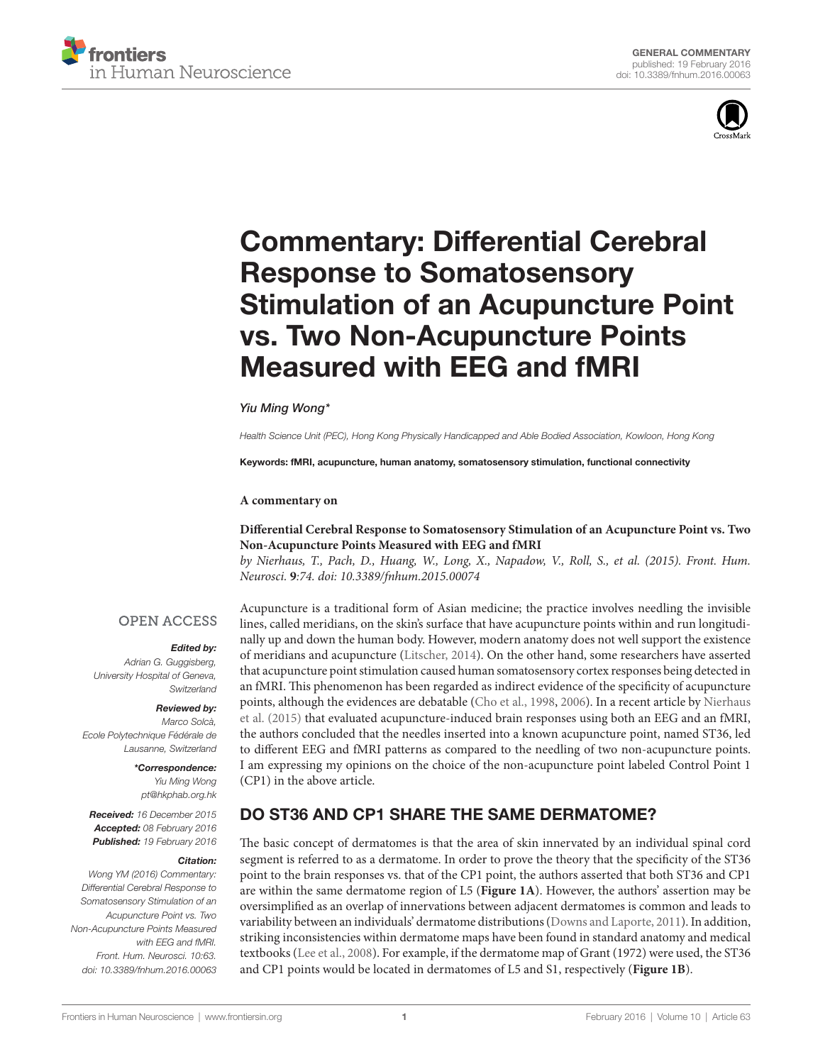# Commentary: Differential Cerebral Response to Somatosensory Stimulation of an Acupuncture Point vs. Two Non-Acupuncture Points Measured with EEG and fMRI

*Yiu Ming Wong**

*Health Science Unit (PEC), Hong Kong Physically Handicapped and Able Bodied Association, Kowloon, Hong Kong*

**Keywords:** fMRI, acupuncture, human anatomy, somatosensory stimulation, functional connectivity

**A commentary on**

**Differential Cerebral Response to Somatosensory Stimulation of an Acupuncture Point vs. Two Non-Acupuncture Points Measured with EEG and fMRI**

*by Nierhaus, T., Pach, D., Huang, W., Long, X., Napadow, V., Roll, S., et al. (2015). Front. Hum. Neurosci.* ***9****:74. doi: 10.3389/fnhum.2015.00074*

OPEN ACCESS

***Edited by:***
*Adrian G. Guggisberg, University Hospital of Geneva, Switzerland*

***Reviewed by:***
*Marco Solcà, Ecole Polytechnique Fédérale de Lausanne, Switzerland*

***\*Correspondence:***
*Yiu Ming Wong*
*pt@hkphab.org.hk*

***Received:*** *16 December 2015*
***Accepted:*** *08 February 2016*
***Published:*** *19 February 2016*

***Citation:***
*Wong YM (2016) Commentary: Differential Cerebral Response to Somatosensory Stimulation of an Acupuncture Point vs. Two Non-Acupuncture Points Measured with EEG and fMRI. Front. Hum. Neurosci. 10:63. doi: 10.3389/fnhum.2016.00063*

Acupuncture is a traditional form of Asian medicine; the practice involves needling the invisible lines, called meridians, on the skin's surface that have acupuncture points within and run longitudinally up and down the human body. However, modern anatomy does not well support the existence of meridians and acupuncture (Litscher, 2014). On the other hand, some researchers have asserted that acupuncture point stimulation caused human somatosensory cortex responses being detected in an fMRI. This phenomenon has been regarded as indirect evidence of the specificity of acupuncture points, although the evidences are debatable (Cho et al., 1998, 2006). In a recent article by Nierhaus et al. (2015) that evaluated acupuncture-induced brain responses using both an EEG and an fMRI, the authors concluded that the needles inserted into a known acupuncture point, named ST36, led to different EEG and fMRI patterns as compared to the needling of two non-acupuncture points. I am expressing my opinions on the choice of the non-acupuncture point labeled Control Point 1 (CP1) in the above article.

## DO ST36 AND CP1 SHARE THE SAME DERMATOME?

The basic concept of dermatomes is that the area of skin innervated by an individual spinal cord segment is referred to as a dermatome. In order to prove the theory that the specificity of the ST36 point to the brain responses vs. that of the CP1 point, the authors asserted that both ST36 and CP1 are within the same dermatome region of L5 (**Figure 1A**). However, the authors' assertion may be oversimplified as an overlap of innervations between adjacent dermatomes is common and leads to variability between an individuals' dermatome distributions (Downs and Laporte, 2011). In addition, striking inconsistencies within dermatome maps have been found in standard anatomy and medical textbooks (Lee et al., 2008). For example, if the dermatome map of Grant (1972) were used, the ST36 and CP1 points would be located in dermatomes of L5 and S1, respectively (**Figure 1B**).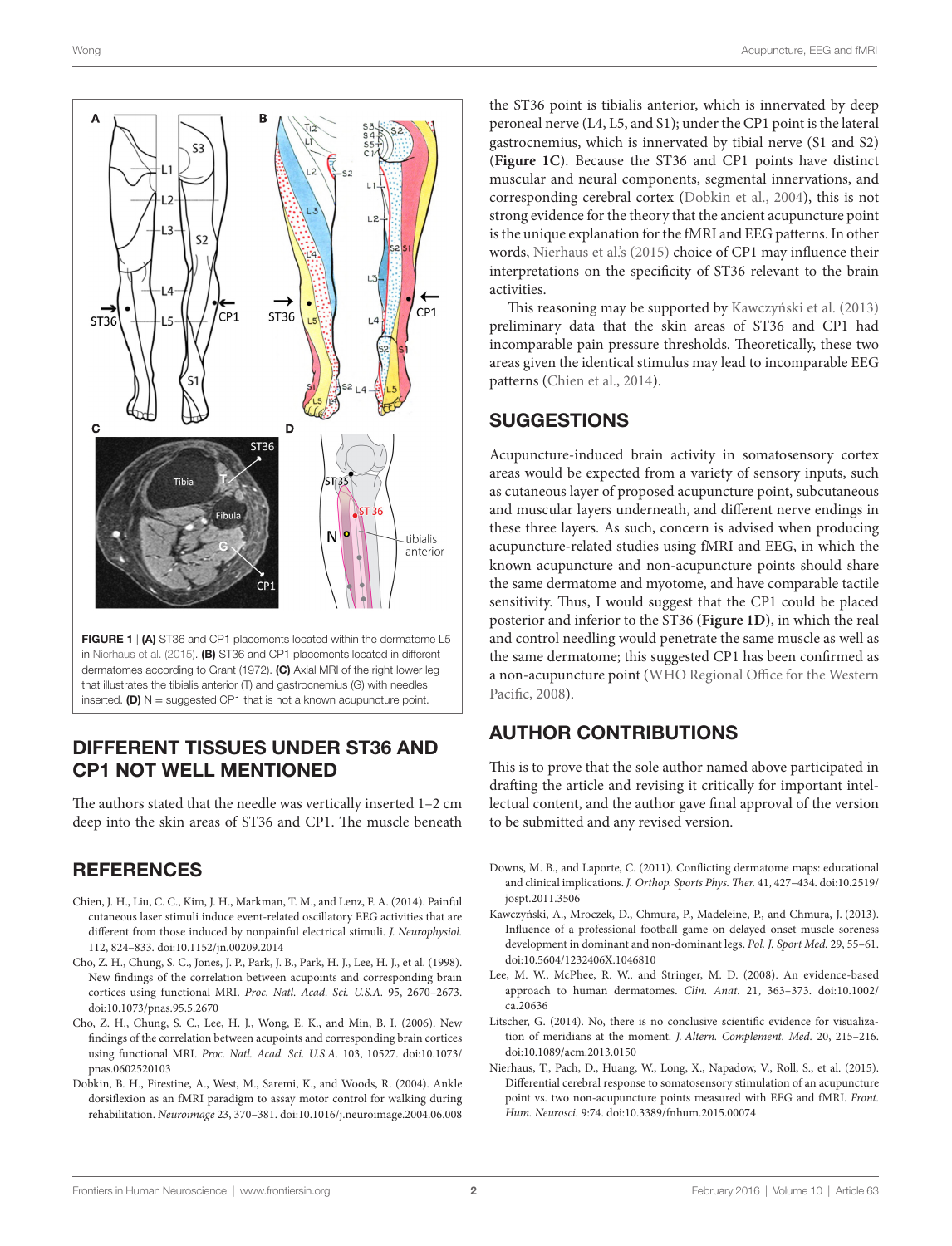FIGURE 1 | **(A)** ST36 and CP1 placements located within the dermatome L5 in Nierhaus et al. (2015). **(B)** ST36 and CP1 placements located in different dermatomes according to Grant (1972). **(C)** Axial MRI of the right lower leg that illustrates the tibialis anterior (T) and gastrocnemius (G) with needles inserted. **(D)** N = suggested CP1 that is not a known acupuncture point.

## DIFFERENT TISSUES UNDER ST36 AND CP1 NOT WELL MENTIONED

The authors stated that the needle was vertically inserted 1–2 cm deep into the skin areas of ST36 and CP1. The muscle beneath the ST36 point is tibialis anterior, which is innervated by deep peroneal nerve (L4, L5, and S1); under the CP1 point is the lateral gastrocnemius, which is innervated by tibial nerve (S1 and S2) (**Figure 1C**). Because the ST36 and CP1 points have distinct muscular and neural components, segmental innervations, and corresponding cerebral cortex (Dobkin et al., 2004), this is not strong evidence for the theory that the ancient acupuncture point is the unique explanation for the fMRI and EEG patterns. In other words, Nierhaus et al.'s (2015) choice of CP1 may influence their interpretations on the specificity of ST36 relevant to the brain activities.

This reasoning may be supported by Kawczyński et al. (2013) preliminary data that the skin areas of ST36 and CP1 had incomparable pain pressure thresholds. Theoretically, these two areas given the identical stimulus may lead to incomparable EEG patterns (Chien et al., 2014).

## SUGGESTIONS

Acupuncture-induced brain activity in somatosensory cortex areas would be expected from a variety of sensory inputs, such as cutaneous layer of proposed acupuncture point, subcutaneous and muscular layers underneath, and different nerve endings in these three layers. As such, concern is advised when producing acupuncture-related studies using fMRI and EEG, in which the known acupuncture and non-acupuncture points should share the same dermatome and myotome, and have comparable tactile sensitivity. Thus, I would suggest that the CP1 could be placed posterior and inferior to the ST36 (**Figure 1D**), in which the real and control needling would penetrate the same muscle as well as the same dermatome; this suggested CP1 has been confirmed as a non-acupuncture point (WHO Regional Office for the Western Pacific, 2008).

## AUTHOR CONTRIBUTIONS

This is to prove that the sole author named above participated in drafting the article and revising it critically for important intellectual content, and the author gave final approval of the version to be submitted and any revised version.

## REFERENCES

Chien, J. H., Liu, C. C., Kim, J. H., Markman, T. M., and Lenz, F. A. (2014). Painful cutaneous laser stimuli induce event-related oscillatory EEG activities that are different from those induced by nonpainful electrical stimuli. *J. Neurophysiol.* 112, 824–833. doi:10.1152/jn.00209.2014

Cho, Z. H., Chung, S. C., Jones, J. P., Park, J. B., Park, H. J., Lee, H. J., et al. (1998). New findings of the correlation between acupoints and corresponding brain cortices using functional MRI. *Proc. Natl. Acad. Sci. U.S.A.* 95, 2670–2673. doi:10.1073/pnas.95.5.2670

Cho, Z. H., Chung, S. C., Lee, H. J., Wong, E. K., and Min, B. I. (2006). New findings of the correlation between acupoints and corresponding brain cortices using functional MRI. *Proc. Natl. Acad. Sci. U.S.A.* 103, 10527. doi:10.1073/pnas.0602520103

Dobkin, B. H., Firestine, A., West, M., Saremi, K., and Woods, R. (2004). Ankle dorsiflexion as an fMRI paradigm to assay motor control for walking during rehabilitation. *Neuroimage* 23, 370–381. doi:10.1016/j.neuroimage.2004.06.008

Downs, M. B., and Laporte, C. (2011). Conflicting dermatome maps: educational and clinical implications. *J. Orthop. Sports Phys. Ther.* 41, 427–434. doi:10.2519/jospt.2011.3506

Kawczyński, A., Mroczek, D., Chmura, P., Madeleine, P., and Chmura, J. (2013). Influence of a professional football game on delayed onset muscle soreness development in dominant and non-dominant legs. *Pol. J. Sport Med.* 29, 55–61. doi:10.5604/1232406X.1046810

Lee, M. W., McPhee, R. W., and Stringer, M. D. (2008). An evidence-based approach to human dermatomes. *Clin. Anat.* 21, 363–373. doi:10.1002/ca.20636

Litscher, G. (2014). No, there is no conclusive scientific evidence for visualization of meridians at the moment. *J. Altern. Complement. Med.* 20, 215–216. doi:10.1089/acm.2013.0150

Nierhaus, T., Pach, D., Huang, W., Long, X., Napadow, V., Roll, S., et al. (2015). Differential cerebral response to somatosensory stimulation of an acupuncture point vs. two non-acupuncture points measured with EEG and fMRI. *Front. Hum. Neurosci.* 9:74. doi:10.3389/fnhum.2015.00074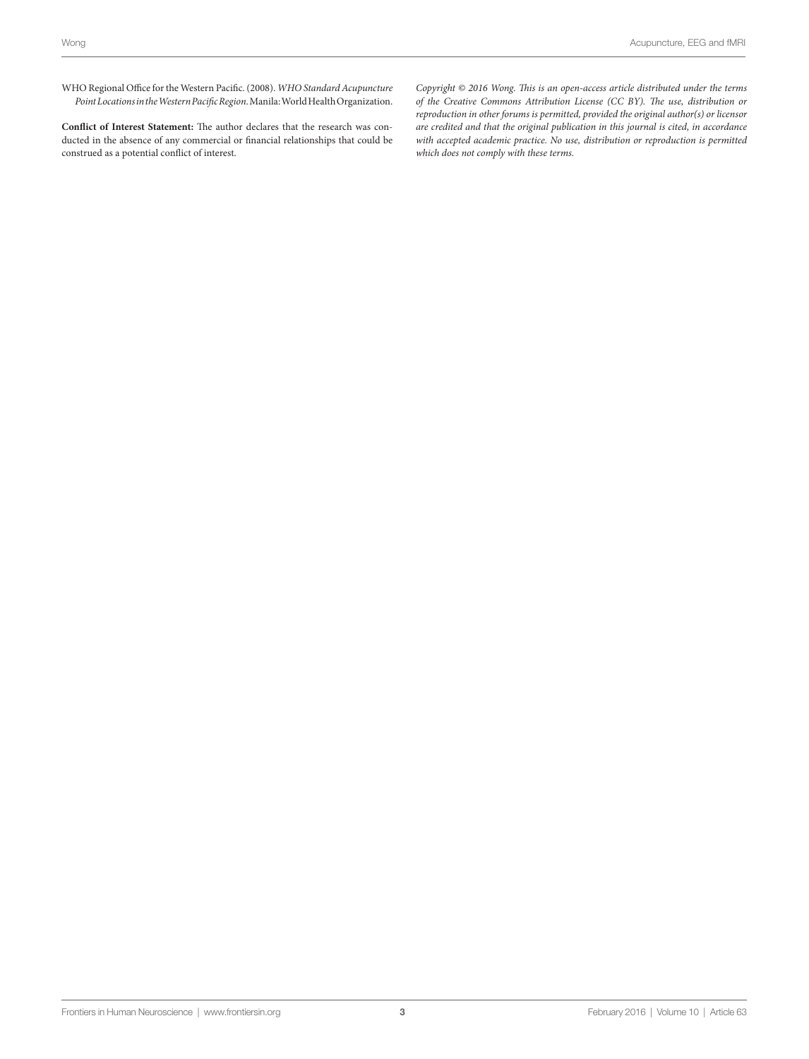WHO Regional Office for the Western Pacific. (2008). *WHO Standard Acupuncture Point Locations in the Western Pacific Region*. Manila: World Health Organization.

**Conflict of Interest Statement:** The author declares that the research was conducted in the absence of any commercial or financial relationships that could be construed as a potential conflict of interest.

*Copyright © 2016 Wong. This is an open-access article distributed under the terms of the Creative Commons Attribution License (CC BY). The use, distribution or reproduction in other forums is permitted, provided the original author(s) or licensor are credited and that the original publication in this journal is cited, in accordance with accepted academic practice. No use, distribution or reproduction is permitted which does not comply with these terms.*